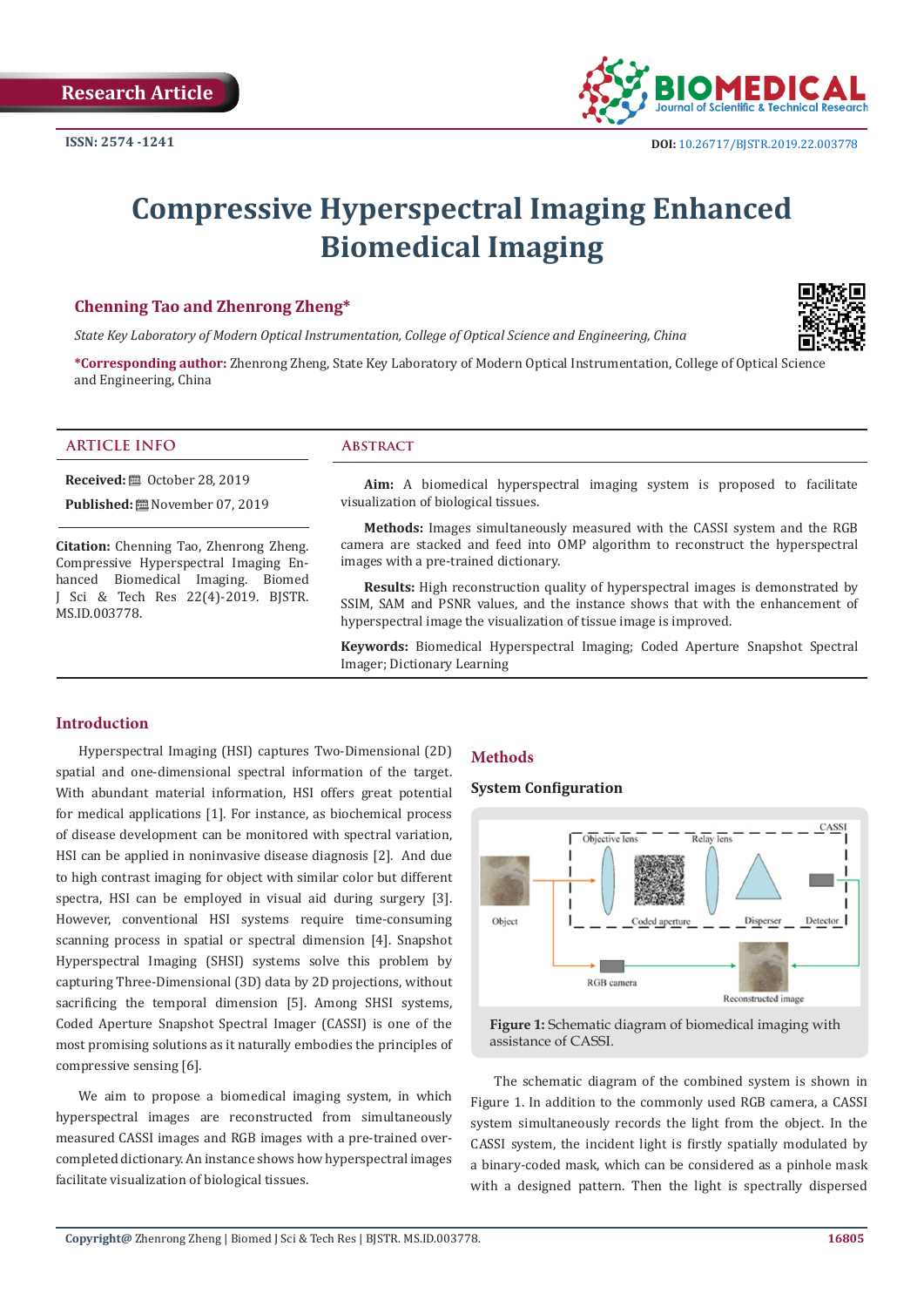Research Article

ISSN: 2574 -1241

DOI: 10.26717/BJSTR.2019.22.003778

# Compressive Hyperspectral Imaging Enhanced Biomedical Imaging

**Chenning Tao and Zhenrong Zheng***

*State Key Laboratory of Modern Optical Instrumentation, College of Optical Science and Engineering, China*

***Corresponding author:** Zhenrong Zheng, State Key Laboratory of Modern Optical Instrumentation, College of Optical Science and Engineering, China

## ARTICLE INFO

**Received:** October 28, 2019

**Published:** November 07, 2019

**Citation:** Chenning Tao, Zhenrong Zheng. Compressive Hyperspectral Imaging Enhanced Biomedical Imaging. Biomed J Sci & Tech Res 22(4)-2019. BJSTR. MS.ID.003778.

## Abstract

**Aim:** A biomedical hyperspectral imaging system is proposed to facilitate visualization of biological tissues.

**Methods:** Images simultaneously measured with the CASSI system and the RGB camera are stacked and feed into OMP algorithm to reconstruct the hyperspectral images with a pre-trained dictionary.

**Results:** High reconstruction quality of hyperspectral images is demonstrated by SSIM, SAM and PSNR values, and the instance shows that with the enhancement of hyperspectral image the visualization of tissue image is improved.

**Keywords:** Biomedical Hyperspectral Imaging; Coded Aperture Snapshot Spectral Imager; Dictionary Learning

## Introduction

Hyperspectral Imaging (HSI) captures Two-Dimensional (2D) spatial and one-dimensional spectral information of the target. With abundant material information, HSI offers great potential for medical applications [1]. For instance, as biochemical process of disease development can be monitored with spectral variation, HSI can be applied in noninvasive disease diagnosis [2]. And due to high contrast imaging for object with similar color but different spectra, HSI can be employed in visual aid during surgery [3]. However, conventional HSI systems require time-consuming scanning process in spatial or spectral dimension [4]. Snapshot Hyperspectral Imaging (SHSI) systems solve this problem by capturing Three-Dimensional (3D) data by 2D projections, without sacrificing the temporal dimension [5]. Among SHSI systems, Coded Aperture Snapshot Spectral Imager (CASSI) is one of the most promising solutions as it naturally embodies the principles of compressive sensing [6].

We aim to propose a biomedical imaging system, in which hyperspectral images are reconstructed from simultaneously measured CASSI images and RGB images with a pre-trained over-completed dictionary. An instance shows how hyperspectral images facilitate visualization of biological tissues.

## Methods

### System Configuration

**Figure 1:** Schematic diagram of biomedical imaging with assistance of CASSI.

The schematic diagram of the combined system is shown in Figure 1. In addition to the commonly used RGB camera, a CASSI system simultaneously records the light from the object. In the CASSI system, the incident light is firstly spatially modulated by a binary-coded mask, which can be considered as a pinhole mask with a designed pattern. Then the light is spectrally dispersed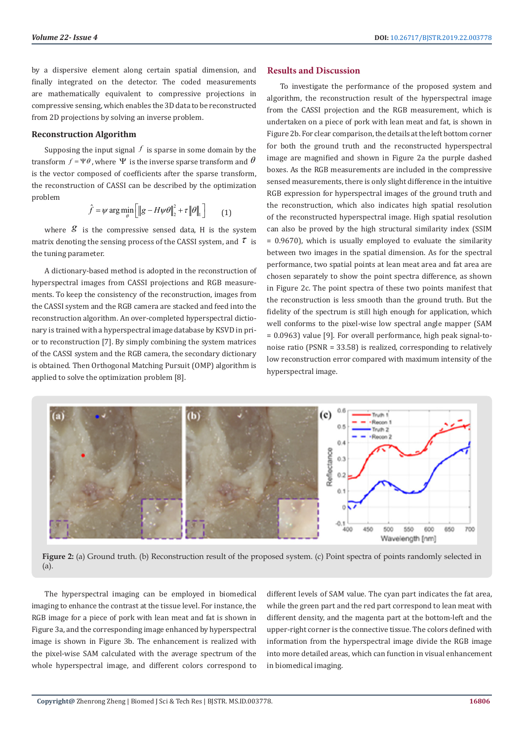by a dispersive element along certain spatial dimension, and finally integrated on the detector. The coded measurements are mathematically equivalent to compressive projections in compressive sensing, which enables the 3D data to be reconstructed from 2D projections by solving an inverse problem.

## Reconstruction Algorithm

Supposing the input signal $f$ is sparse in some domain by the transform $f = \Psi\theta$, where $\Psi$ is the inverse sparse transform and $\theta$ is the vector composed of coefficients after the sparse transform, the reconstruction of CASSI can be described by the optimization problem

$$\hat{f} = \psi \arg\min_{\theta} \left[ \left\| g - H\psi\theta \right\|_2^2 + \tau \left\| \theta \right\|_1 \right] \qquad (1)$$

where $g$ is the compressive sensed data, H is the system matrix denoting the sensing process of the CASSI system, and $\tau$ is the tuning parameter.

A dictionary-based method is adopted in the reconstruction of hyperspectral images from CASSI projections and RGB measurements. To keep the consistency of the reconstruction, images from the CASSI system and the RGB camera are stacked and feed into the reconstruction algorithm. An over-completed hyperspectral dictionary is trained with a hyperspectral image database by KSVD in prior to reconstruction [7]. By simply combining the system matrices of the CASSI system and the RGB camera, the secondary dictionary is obtained. Then Orthogonal Matching Pursuit (OMP) algorithm is applied to solve the optimization problem [8].

## Results and Discussion

To investigate the performance of the proposed system and algorithm, the reconstruction result of the hyperspectral image from the CASSI projection and the RGB measurement, which is undertaken on a piece of pork with lean meat and fat, is shown in Figure 2b. For clear comparison, the details at the left bottom corner for both the ground truth and the reconstructed hyperspectral image are magnified and shown in Figure 2a the purple dashed boxes. As the RGB measurements are included in the compressive sensed measurements, there is only slight difference in the intuitive RGB expression for hyperspectral images of the ground truth and the reconstruction, which also indicates high spatial resolution of the reconstructed hyperspectral image. High spatial resolution can also be proved by the high structural similarity index (SSIM = 0.9670), which is usually employed to evaluate the similarity between two images in the spatial dimension. As for the spectral performance, two spatial points at lean meat area and fat area are chosen separately to show the point spectra difference, as shown in Figure 2c. The point spectra of these two points manifest that the reconstruction is less smooth than the ground truth. But the fidelity of the spectrum is still high enough for application, which well conforms to the pixel-wise low spectral angle mapper (SAM = 0.0963) value [9]. For overall performance, high peak signal-to-noise ratio (PSNR = 33.58) is realized, corresponding to relatively low reconstruction error compared with maximum intensity of the hyperspectral image.

**Figure 2:** (a) Ground truth. (b) Reconstruction result of the proposed system. (c) Point spectra of points randomly selected in (a).

The hyperspectral imaging can be employed in biomedical imaging to enhance the contrast at the tissue level. For instance, the RGB image for a piece of pork with lean meat and fat is shown in Figure 3a, and the corresponding image enhanced by hyperspectral image is shown in Figure 3b. The enhancement is realized with the pixel-wise SAM calculated with the average spectrum of the whole hyperspectral image, and different colors correspond to different levels of SAM value. The cyan part indicates the fat area, while the green part and the red part correspond to lean meat with different density, and the magenta part at the bottom-left and the upper-right corner is the connective tissue. The colors defined with information from the hyperspectral image divide the RGB image into more detailed areas, which can function in visual enhancement in biomedical imaging.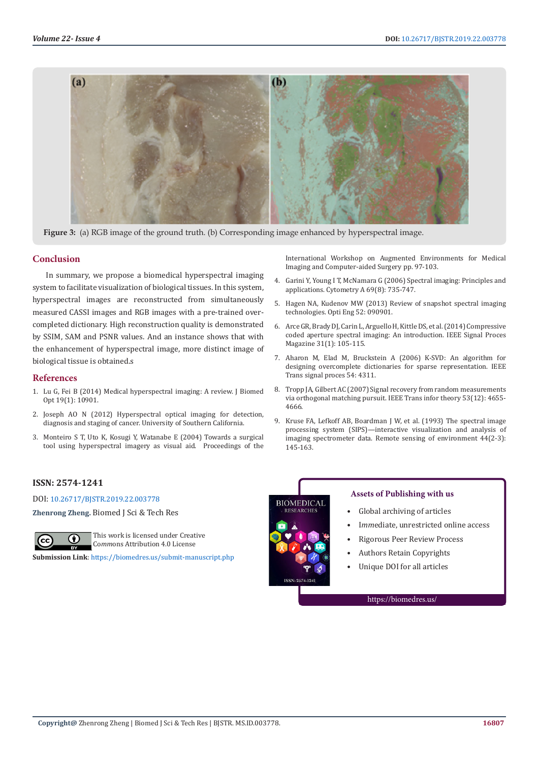Figure 3: (a) RGB image of the ground truth. (b) Corresponding image enhanced by hyperspectral image.

## Conclusion

In summary, we propose a biomedical hyperspectral imaging system to facilitate visualization of biological tissues. In this system, hyperspectral images are reconstructed from simultaneously measured CASSI images and RGB images with a pre-trained over-completed dictionary. High reconstruction quality is demonstrated by SSIM, SAM and PSNR values. And an instance shows that with the enhancement of hyperspectral image, more distinct image of biological tissue is obtained.s

## References

1. Lu G, Fei B (2014) Medical hyperspectral imaging: A review. J Biomed Opt 19(1): 10901.
2. Joseph AO N (2012) Hyperspectral optical imaging for detection, diagnosis and staging of cancer. University of Southern California.
3. Monteiro S T, Uto K, Kosugi Y, Watanabe E (2004) Towards a surgical tool using hyperspectral imagery as visual aid. Proceedings of the International Workshop on Augmented Environments for Medical Imaging and Computer-aided Surgery pp. 97-103.
4. Garini Y, Young I T, McNamara G (2006) Spectral imaging: Principles and applications. Cytometry A 69(8): 735-747.
5. Hagen NA, Kudenov MW (2013) Review of snapshot spectral imaging technologies. Opti Eng 52: 090901.
6. Arce GR, Brady DJ, Carin L, Arguello H, Kittle DS, et al. (2014) Compressive coded aperture spectral imaging: An introduction. IEEE Signal Proces Magazine 31(1): 105-115.
7. Aharon M, Elad M, Bruckstein A (2006) K-SVD: An algorithm for designing overcomplete dictionaries for sparse representation. IEEE Trans signal proces 54: 4311.
8. Tropp JA, Gilbert AC (2007) Signal recovery from random measurements via orthogonal matching pursuit. IEEE Trans infor theory 53(12): 4655-4666.
9. Kruse FA, Lefkoff AB, Boardman J W, et al. (1993) The spectral image processing system (SIPS)—interactive visualization and analysis of imaging spectrometer data. Remote sensing of environment 44(2-3): 145-163.

**ISSN: 2574-1241**

DOI: 10.26717/BJSTR.2019.22.003778

**Zhenrong Zheng.** Biomed J Sci & Tech Res

This work is licensed under Creative Commons Attribution 4.0 License

**Submission Link**: https://biomedres.us/submit-manuscript.php

**Assets of Publishing with us**

- Global archiving of articles
- Immediate, unrestricted online access
- Rigorous Peer Review Process
- Authors Retain Copyrights
- Unique DOI for all articles

https://biomedres.us/